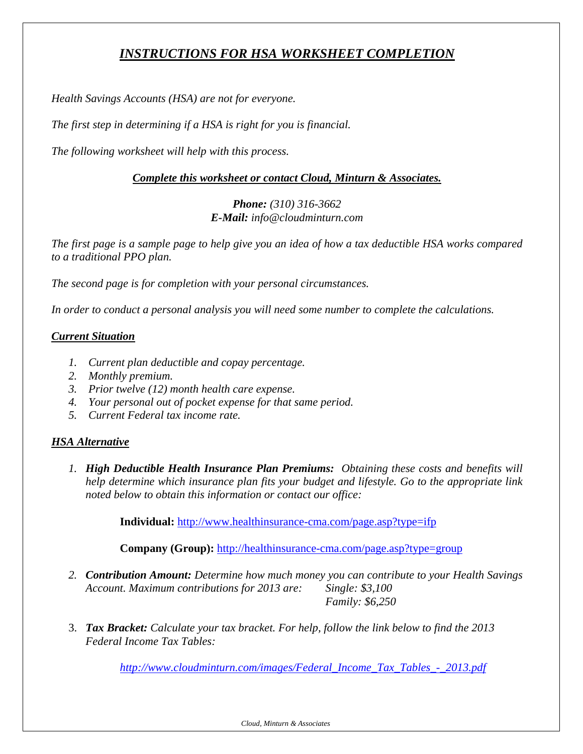# *INSTRUCTIONS FOR HSA WORKSHEET COMPLETION*

*Health Savings Accounts (HSA) are not for everyone.*

*The first step in determining if a HSA is right for you is financial.*

*The following worksheet will help with this process.*

***Complete this worksheet or contact Cloud, Minturn & Associates.***

***Phone:*** *(310) 316-3662*
***E-Mail:*** *info@cloudminturn.com*

*The first page is a sample page to help give you an idea of how a tax deductible HSA works compared to a traditional PPO plan.*

*The second page is for completion with your personal circumstances.*

*In order to conduct a personal analysis you will need some number to complete the calculations.*

## *Current Situation*

1. *Current plan deductible and copay percentage.*
2. *Monthly premium.*
3. *Prior twelve (12) month health care expense.*
4. *Your personal out of pocket expense for that same period.*
5. *Current Federal tax income rate.*

## *HSA Alternative*

1. ***High Deductible Health Insurance Plan Premiums:*** *Obtaining these costs and benefits will help determine which insurance plan fits your budget and lifestyle. Go to the appropriate link noted below to obtain this information or contact our office:*

   **Individual:** http://www.healthinsurance-cma.com/page.asp?type=ifp

   **Company (Group):** http://healthinsurance-cma.com/page.asp?type=group

2. ***Contribution Amount:*** *Determine how much money you can contribute to your Health Savings Account. Maximum contributions for 2013 are:* *Single: $3,100*
   *Family: $6,250*

3. ***Tax Bracket:*** *Calculate your tax bracket. For help, follow the link below to find the 2013 Federal Income Tax Tables:*

   *http://www.cloudminturn.com/images/Federal_Income_Tax_Tables_-_2013.pdf*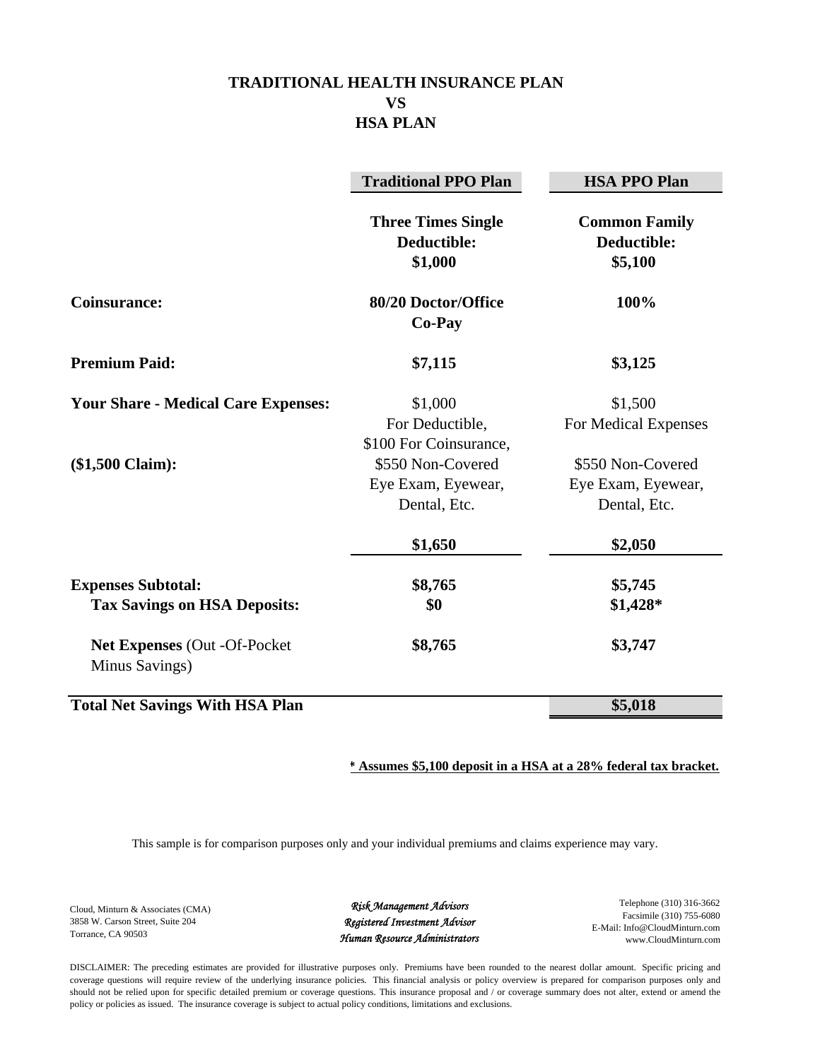# TRADITIONAL HEALTH INSURANCE PLAN
# VS
# HSA PLAN

| | Traditional PPO Plan | HSA PPO Plan |
|---|---|---|
| | **Three Times Single Deductible: $1,000** | **Common Family Deductible: $5,100** |
| **Coinsurance:** | **80/20 Doctor/Office Co-Pay** | **100%** |
| **Premium Paid:** | **$7,115** | **$3,125** |
| **Your Share - Medical Care Expenses: ($1,500 Claim):** | $1,000 For Deductible, $100 For Coinsurance, $550 Non-Covered Eye Exam, Eyewear, Dental, Etc. | $1,500 For Medical Expenses $550 Non-Covered Eye Exam, Eyewear, Dental, Etc. |
| | **$1,650** | **$2,050** |
| **Expenses Subtotal:** | **$8,765** | **$5,745** |
| **Tax Savings on HSA Deposits:** | **$0** | **$1,428*** |
| **Net Expenses** (Out -Of-Pocket Minus Savings) | **$8,765** | **$3,747** |
| **Total Net Savings With HSA Plan** | | **$5,018** |

**\* Assumes $5,100 deposit in a HSA at a 28% federal tax bracket.**

This sample is for comparison purposes only and your individual premiums and claims experience may vary.

Cloud, Minturn & Associates (CMA)
3858 W. Carson Street, Suite 204
Torrance, CA 90503

*Risk Management Advisors*
*Registered Investment Advisor*
*Human Resource Administrators*

Telephone (310) 316-3662
Facsimile (310) 755-6080
E-Mail: Info@CloudMinturn.com
www.CloudMinturn.com

DISCLAIMER: The preceding estimates are provided for illustrative purposes only. Premiums have been rounded to the nearest dollar amount. Specific pricing and coverage questions will require review of the underlying insurance policies. This financial analysis or policy overview is prepared for comparison purposes only and should not be relied upon for specific detailed premium or coverage questions. This insurance proposal and / or coverage summary does not alter, extend or amend the policy or policies as issued. The insurance coverage is subject to actual policy conditions, limitations and exclusions.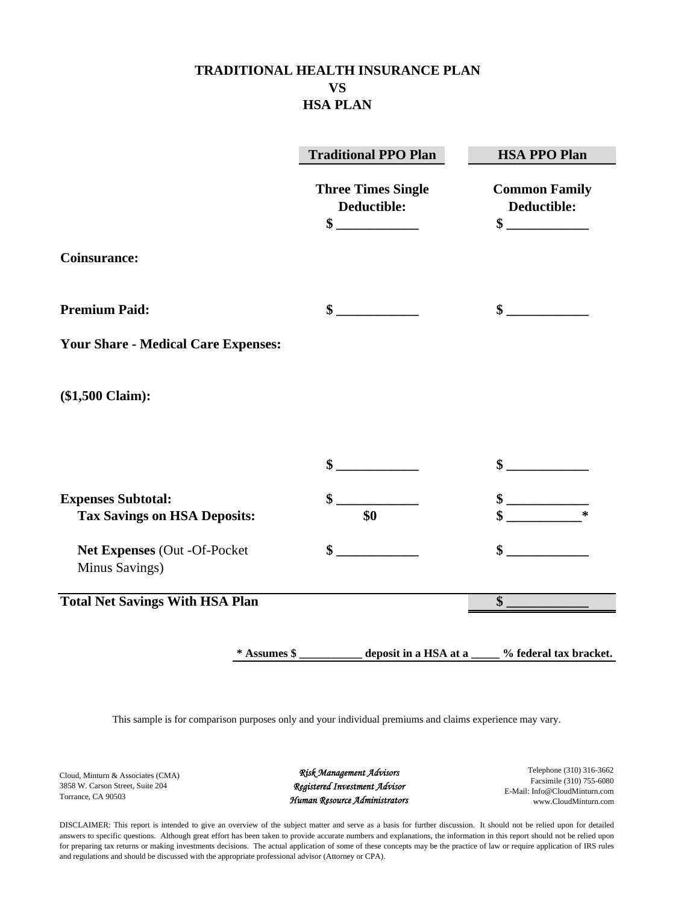**TRADITIONAL HEALTH INSURANCE PLAN**
**VS**
**HSA PLAN**

| | Traditional PPO Plan | HSA PPO Plan |
|---|---|---|
| | **Three Times Single Deductible:** $ ____________ | **Common Family Deductible:** $ ____________ |
| **Coinsurance:** | | |
| **Premium Paid:** | $ ____________ | $ ____________ |
| **Your Share - Medical Care Expenses:** | | |
| **($1,500 Claim):** | | |
| | $ ____________ | $ ____________ |
| **Expenses Subtotal:** | $ ____________ | $ ____________ |
| **Tax Savings on HSA Deposits:** | **$0** | $ ___________* |
| **Net Expenses** (Out -Of-Pocket Minus Savings) | $ ____________ | $ ____________ |
| **Total Net Savings With HSA Plan** | | $ ____________ |

**\* Assumes $ ___________ deposit in a HSA at a _____ % federal tax bracket.**

This sample is for comparison purposes only and your individual premiums and claims experience may vary.

Cloud, Minturn & Associates (CMA)
3858 W. Carson Street, Suite 204
Torrance, CA 90503

*Risk Management Advisors*
*Registered Investment Advisor*
*Human Resource Administrators*

Telephone (310) 316-3662
Facsimile (310) 755-6080
E-Mail: Info@CloudMinturn.com
www.CloudMinturn.com

DISCLAIMER: This report is intended to give an overview of the subject matter and serve as a basis for further discussion. It should not be relied upon for detailed answers to specific questions. Although great effort has been taken to provide accurate numbers and explanations, the information in this report should not be relied upon for preparing tax returns or making investments decisions. The actual application of some of these concepts may be the practice of law or require application of IRS rules and regulations and should be discussed with the appropriate professional advisor (Attorney or CPA).